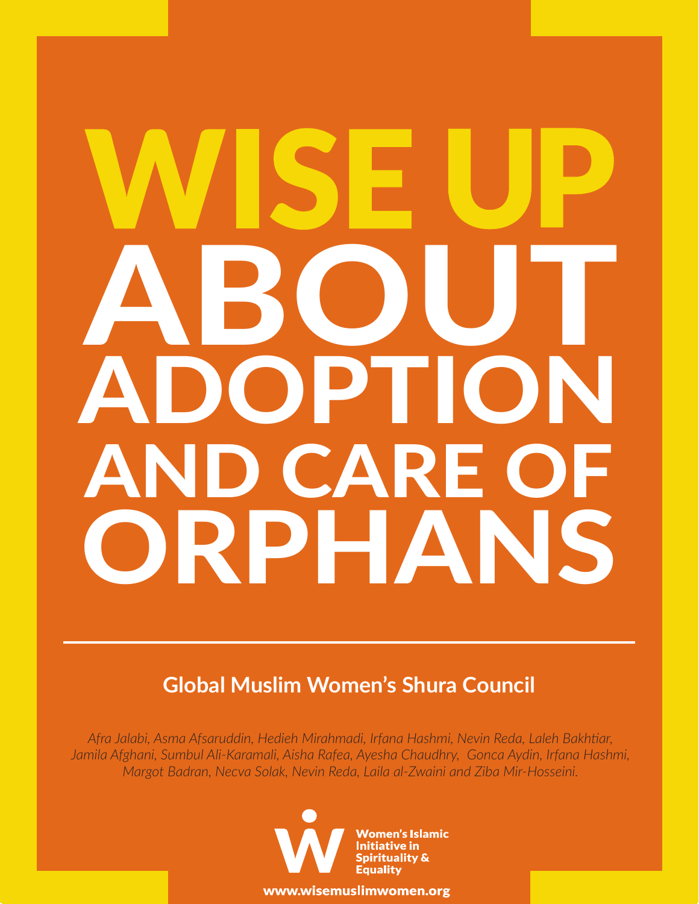# WISE UP ABOUT ADOPTION AND CARE OF ORPHANS

---

**Global Muslim Women's Shura Council**

*Afra Jalabi, Asma Afsaruddin, Hedieh Mirahmadi, Irfana Hashmi, Nevin Reda, Laleh Bakhtiar, Jamila Afghani, Sumbul Ali-Karamali, Aisha Rafea, Ayesha Chaudhry, Gonca Aydin, Irfana Hashmi, Margot Badran, Necva Solak, Nevin Reda, Laila al-Zwaini and Ziba Mir-Hosseini.*

Women's Islamic Initiative in Spirituality & Equality

www.wisemuslimwomen.org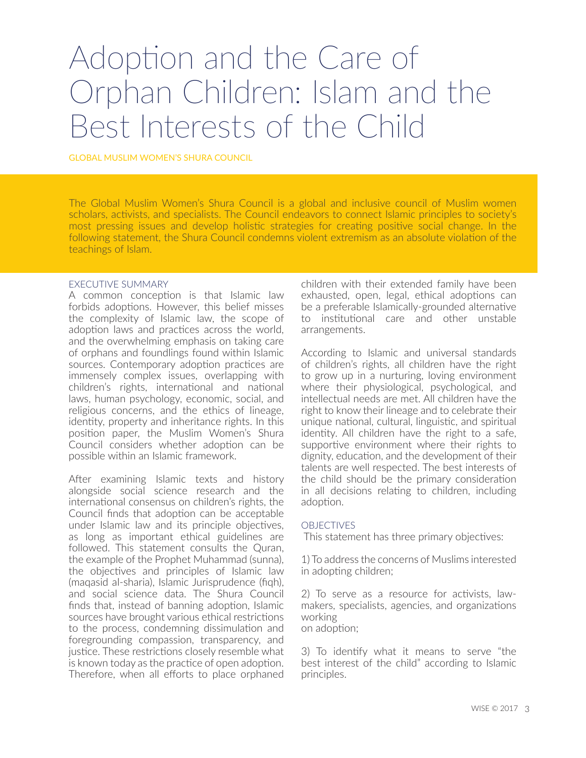# Adoption and the Care of Orphan Children: Islam and the Best Interests of the Child

GLOBAL MUSLIM WOMEN'S SHURA COUNCIL

The Global Muslim Women's Shura Council is a global and inclusive council of Muslim women scholars, activists, and specialists. The Council endeavors to connect Islamic principles to society's most pressing issues and develop holistic strategies for creating positive social change. In the following statement, the Shura Council condemns violent extremism as an absolute violation of the teachings of Islam.

## EXECUTIVE SUMMARY

A common conception is that Islamic law forbids adoptions. However, this belief misses the complexity of Islamic law, the scope of adoption laws and practices across the world, and the overwhelming emphasis on taking care of orphans and foundlings found within Islamic sources. Contemporary adoption practices are immensely complex issues, overlapping with children's rights, international and national laws, human psychology, economic, social, and religious concerns, and the ethics of lineage, identity, property and inheritance rights. In this position paper, the Muslim Women's Shura Council considers whether adoption can be possible within an Islamic framework.

After examining Islamic texts and history alongside social science research and the international consensus on children's rights, the Council finds that adoption can be acceptable under Islamic law and its principle objectives, as long as important ethical guidelines are followed. This statement consults the Quran, the example of the Prophet Muhammad (sunna), the objectives and principles of Islamic law (maqasid al-sharia), Islamic Jurisprudence (fiqh), and social science data. The Shura Council finds that, instead of banning adoption, Islamic sources have brought various ethical restrictions to the process, condemning dissimulation and foregrounding compassion, transparency, and justice. These restrictions closely resemble what is known today as the practice of open adoption. Therefore, when all efforts to place orphaned children with their extended family have been exhausted, open, legal, ethical adoptions can be a preferable Islamically-grounded alternative to institutional care and other unstable arrangements.

According to Islamic and universal standards of children's rights, all children have the right to grow up in a nurturing, loving environment where their physiological, psychological, and intellectual needs are met. All children have the right to know their lineage and to celebrate their unique national, cultural, linguistic, and spiritual identity. All children have the right to a safe, supportive environment where their rights to dignity, education, and the development of their talents are well respected. The best interests of the child should be the primary consideration in all decisions relating to children, including adoption.

## OBJECTIVES

This statement has three primary objectives:

1) To address the concerns of Muslims interested in adopting children;

2) To serve as a resource for activists, law-makers, specialists, agencies, and organizations working on adoption;

3) To identify what it means to serve "the best interest of the child" according to Islamic principles.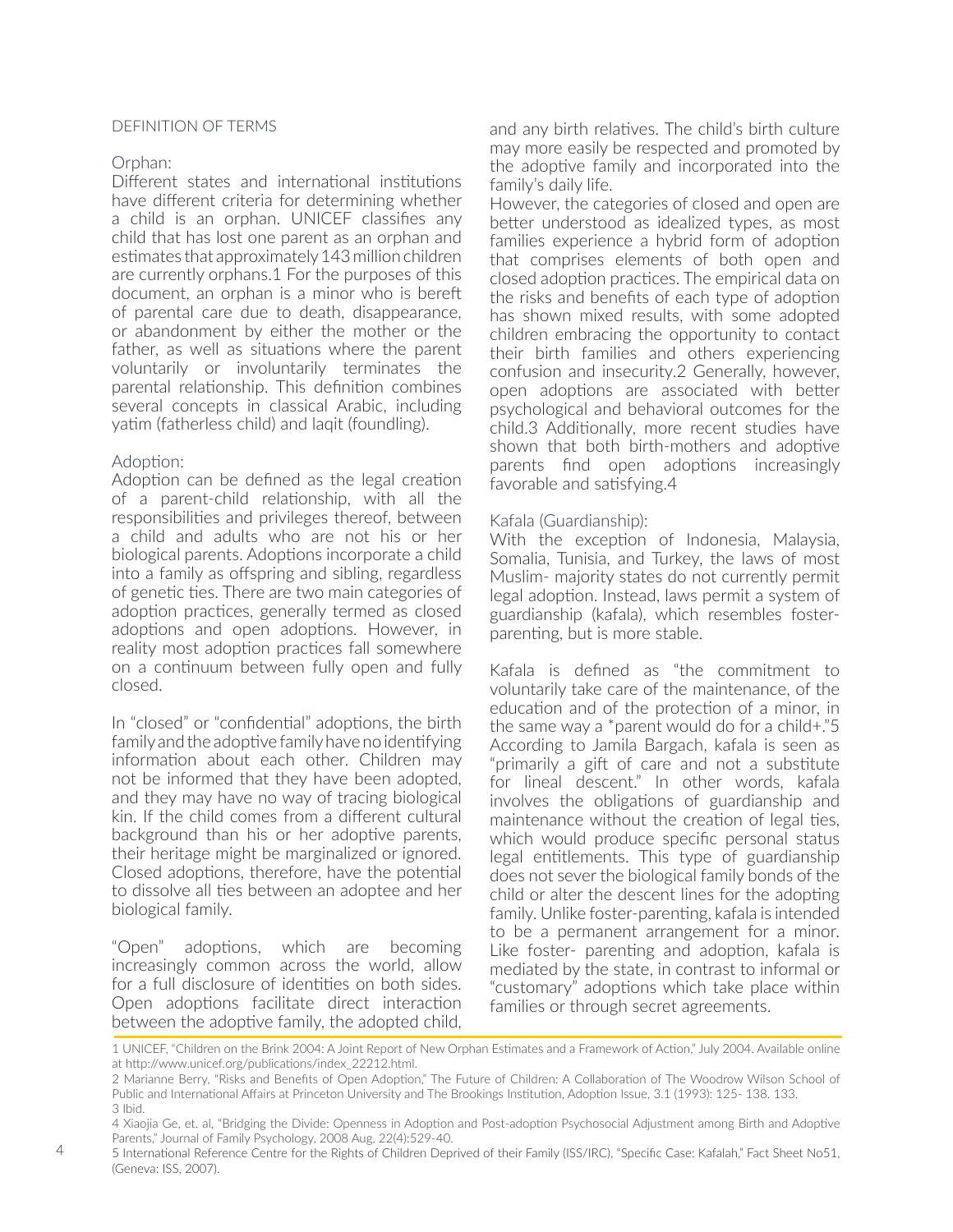## DEFINITION OF TERMS

### Orphan:

Different states and international institutions have different criteria for determining whether a child is an orphan. UNICEF classifies any child that has lost one parent as an orphan and estimates that approximately 143 million children are currently orphans.[1] For the purposes of this document, an orphan is a minor who is bereft of parental care due to death, disappearance, or abandonment by either the mother or the father, as well as situations where the parent voluntarily or involuntarily terminates the parental relationship. This definition combines several concepts in classical Arabic, including yatim (fatherless child) and laqit (foundling).

### Adoption:

Adoption can be defined as the legal creation of a parent-child relationship, with all the responsibilities and privileges thereof, between a child and adults who are not his or her biological parents. Adoptions incorporate a child into a family as offspring and sibling, regardless of genetic ties. There are two main categories of adoption practices, generally termed as closed adoptions and open adoptions. However, in reality most adoption practices fall somewhere on a continuum between fully open and fully closed.

In "closed" or "confidential" adoptions, the birth family and the adoptive family have no identifying information about each other. Children may not be informed that they have been adopted, and they may have no way of tracing biological kin. If the child comes from a different cultural background than his or her adoptive parents, their heritage might be marginalized or ignored. Closed adoptions, therefore, have the potential to dissolve all ties between an adoptee and her biological family.

"Open" adoptions, which are becoming increasingly common across the world, allow for a full disclosure of identities on both sides. Open adoptions facilitate direct interaction between the adoptive family, the adopted child, and any birth relatives. The child's birth culture may more easily be respected and promoted by the adoptive family and incorporated into the family's daily life.

However, the categories of closed and open are better understood as idealized types, as most families experience a hybrid form of adoption that comprises elements of both open and closed adoption practices. The empirical data on the risks and benefits of each type of adoption has shown mixed results, with some adopted children embracing the opportunity to contact their birth families and others experiencing confusion and insecurity.[2] Generally, however, open adoptions are associated with better psychological and behavioral outcomes for the child.[3] Additionally, more recent studies have shown that both birth-mothers and adoptive parents find open adoptions increasingly favorable and satisfying.[4]

### Kafala (Guardianship):

With the exception of Indonesia, Malaysia, Somalia, Tunisia, and Turkey, the laws of most Muslim- majority states do not currently permit legal adoption. Instead, laws permit a system of guardianship (kafala), which resembles foster-parenting, but is more stable.

Kafala is defined as "the commitment to voluntarily take care of the maintenance, of the education and of the protection of a minor, in the same way a *parent would do for a child+."[5] According to Jamila Bargach, kafala is seen as "primarily a gift of care and not a substitute for lineal descent." In other words, kafala involves the obligations of guardianship and maintenance without the creation of legal ties, which would produce specific personal status legal entitlements. This type of guardianship does not sever the biological family bonds of the child or alter the descent lines for the adopting family. Unlike foster-parenting, kafala is intended to be a permanent arrangement for a minor. Like foster- parenting and adoption, kafala is mediated by the state, in contrast to informal or "customary" adoptions which take place within families or through secret agreements.

---

1 UNICEF, "Children on the Brink 2004: A Joint Report of New Orphan Estimates and a Framework of Action," July 2004. Available online at http://www.unicef.org/publications/index_22212.html.

2 Marianne Berry, "Risks and Benefits of Open Adoption," The Future of Children: A Collaboration of The Woodrow Wilson School of Public and International Affairs at Princeton University and The Brookings Institution, Adoption Issue, 3.1 (1993): 125- 138. 133.

3 Ibid.

4 Xiaojia Ge, et. al, "Bridging the Divide: Openness in Adoption and Post-adoption Psychosocial Adjustment among Birth and Adoptive Parents," Journal of Family Psychology, 2008 Aug, 22(4):529-40.

5 International Reference Centre for the Rights of Children Deprived of their Family (ISS/IRC), "Specific Case: Kafalah," Fact Sheet No51, (Geneva: ISS, 2007).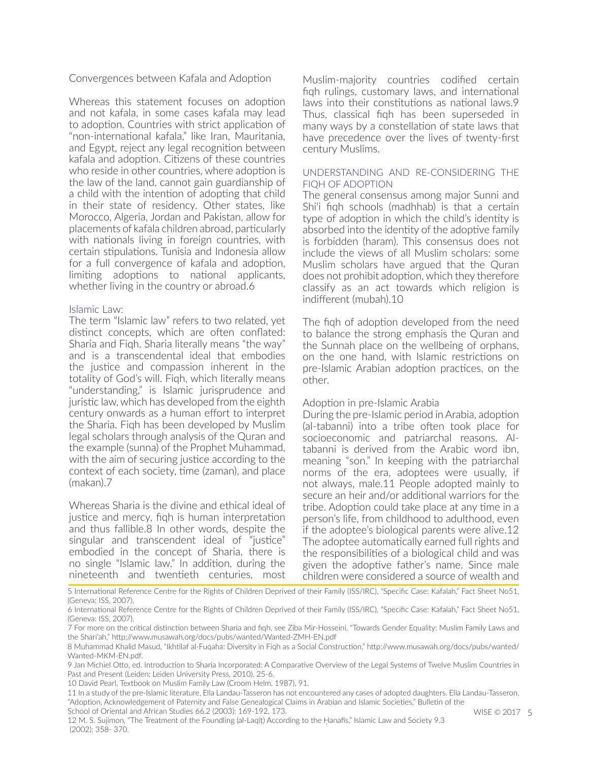## Convergences between Kafala and Adoption

Whereas this statement focuses on adoption and not kafala, in some cases kafala may lead to adoption. Countries with strict application of "non-international kafala," like Iran, Mauritania, and Egypt, reject any legal recognition between kafala and adoption. Citizens of these countries who reside in other countries, where adoption is the law of the land, cannot gain guardianship of a child with the intention of adopting that child in their state of residency. Other states, like Morocco, Algeria, Jordan and Pakistan, allow for placements of kafala children abroad, particularly with nationals living in foreign countries, with certain stipulations. Tunisia and Indonesia allow for a full convergence of kafala and adoption, limiting adoptions to national applicants, whether living in the country or abroad.[6]

### Islamic Law:

The term "Islamic law" refers to two related, yet distinct concepts, which are often conflated: Sharia and Fiqh. Sharia literally means "the way" and is a transcendental ideal that embodies the justice and compassion inherent in the totality of God's will. Fiqh, which literally means "understanding," is Islamic jurisprudence and juristic law, which has developed from the eighth century onwards as a human effort to interpret the Sharia. Fiqh has been developed by Muslim legal scholars through analysis of the Quran and the example (sunna) of the Prophet Muhammad, with the aim of securing justice according to the context of each society, time (zaman), and place (makan).[7]

Whereas Sharia is the divine and ethical ideal of justice and mercy, fiqh is human interpretation and thus fallible.[8] In other words, despite the singular and transcendent ideal of "justice" embodied in the concept of Sharia, there is no single "Islamic law." In addition, during the nineteenth and twentieth centuries, most Muslim-majority countries codified certain fiqh rulings, customary laws, and international laws into their constitutions as national laws.[9] Thus, classical fiqh has been superseded in many ways by a constellation of state laws that have precedence over the lives of twenty-first century Muslims.

## UNDERSTANDING AND RE-CONSIDERING THE FIQH OF ADOPTION

The general consensus among major Sunni and Shi'i fiqh schools (madhhab) is that a certain type of adoption in which the child's identity is absorbed into the identity of the adoptive family is forbidden (haram). This consensus does not include the views of all Muslim scholars: some Muslim scholars have argued that the Quran does not prohibit adoption, which they therefore classify as an act towards which religion is indifferent (mubah).[10]

The fiqh of adoption developed from the need to balance the strong emphasis the Quran and the Sunnah place on the wellbeing of orphans, on the one hand, with Islamic restrictions on pre-Islamic Arabian adoption practices, on the other.

### Adoption in pre-Islamic Arabia

During the pre-Islamic period in Arabia, adoption (al-tabanni) into a tribe often took place for socioeconomic and patriarchal reasons. Al-tabanni is derived from the Arabic word ibn, meaning "son." In keeping with the patriarchal norms of the era, adoptees were usually, if not always, male.[11] People adopted mainly to secure an heir and/or additional warriors for the tribe. Adoption could take place at any time in a person's life, from childhood to adulthood, even if the adoptee's biological parents were alive.[12] The adoptee automatically earned full rights and the responsibilities of a biological child and was given the adoptive father's name. Since male children were considered a source of wealth and

---

5 International Reference Centre for the Rights of Children Deprived of their Family (ISS/IRC), "Specific Case: Kafalah," Fact Sheet No51, (Geneva: ISS, 2007).

6 International Reference Centre for the Rights of Children Deprived of their Family (ISS/IRC), "Specific Case: Kafalah," Fact Sheet No51, (Geneva: ISS, 2007).

7 For more on the critical distinction between Sharia and fiqh, see Ziba Mir-Hosseini, "Towards Gender Equality: Muslim Family Laws and the Shari'ah," http://www.musawah.org/docs/pubs/wanted/Wanted-ZMH-EN.pdf

8 Muhammad Khalid Masud, "Ikhtilaf al-Fuqaha: Diversity in Fiqh as a Social Construction," http://www.musawah.org/docs/pubs/wanted/Wanted-MKM-EN.pdf.

9 Jan Michiel Otto, ed. Introduction to Sharia Incorporated: A Comparative Overview of the Legal Systems of Twelve Muslim Countries in Past and Present (Leiden: Leiden University Press, 2010), 25-6.

10 David Pearl, Textbook on Muslim Family Law (Croom Helm, 1987), 91.

11 In a study of the pre-Islamic literature, Ella Landau-Tasseron has not encountered any cases of adopted daughters. Ella Landau-Tasseron, "Adoption, Acknowledgement of Paternity and False Genealogical Claims in Arabian and Islamic Societies," Bulletin of the School of Oriental and African Studies 66.2 (2003): 169-192. 173.

12 M. S. Sujimon, "The Treatment of the Foundling (al-Laqīṭ) According to the Ḥanafīs," Islamic Law and Society 9.3 (2002): 358- 370.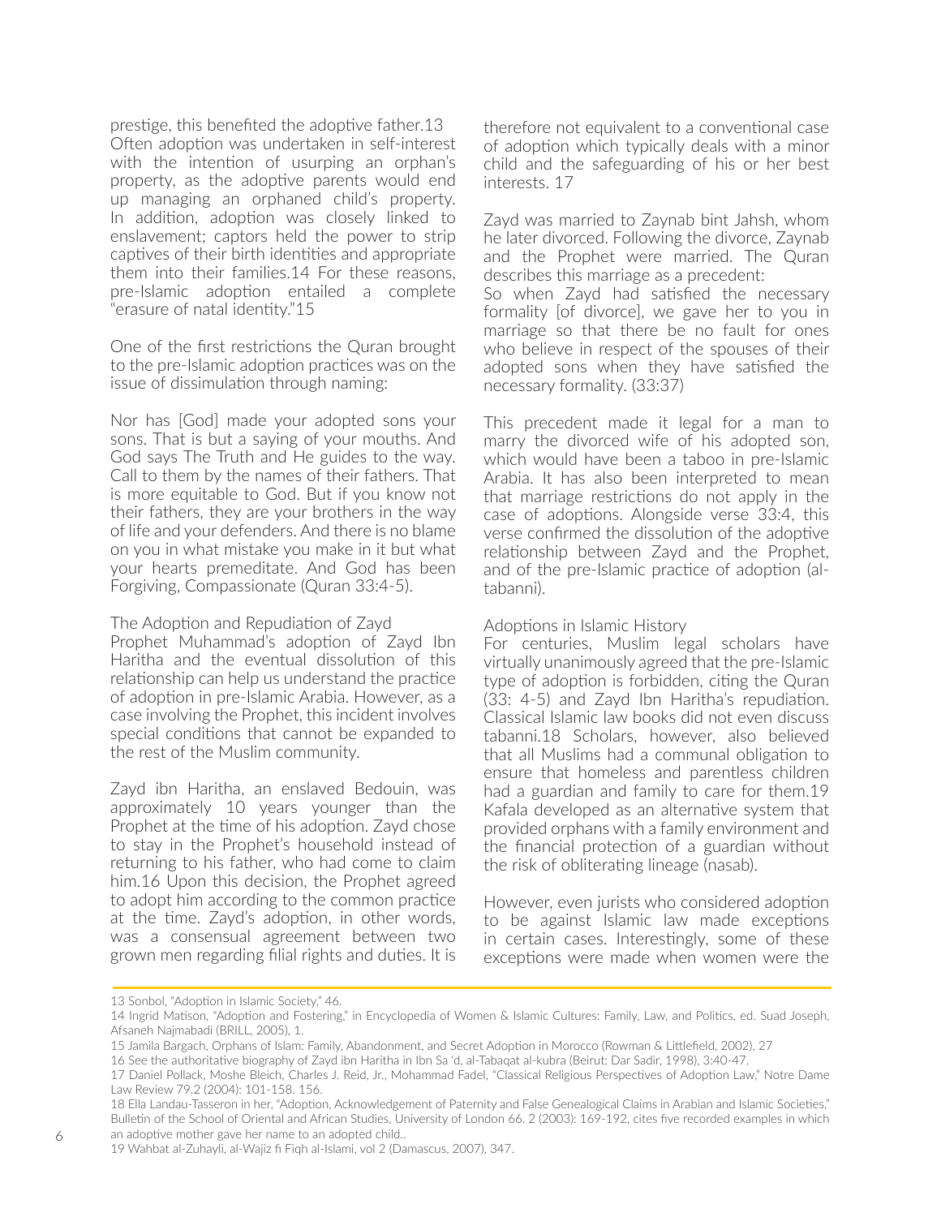prestige, this benefited the adoptive father.[13] Often adoption was undertaken in self-interest with the intention of usurping an orphan's property, as the adoptive parents would end up managing an orphaned child's property. In addition, adoption was closely linked to enslavement; captors held the power to strip captives of their birth identities and appropriate them into their families.[14] For these reasons, pre-Islamic adoption entailed a complete "erasure of natal identity."[15]

One of the first restrictions the Quran brought to the pre-Islamic adoption practices was on the issue of dissimulation through naming:

Nor has [God] made your adopted sons your sons. That is but a saying of your mouths. And God says The Truth and He guides to the way. Call to them by the names of their fathers. That is more equitable to God. But if you know not their fathers, they are your brothers in the way of life and your defenders. And there is no blame on you in what mistake you make in it but what your hearts premeditate. And God has been Forgiving, Compassionate (Quran 33:4-5).

### The Adoption and Repudiation of Zayd

Prophet Muhammad's adoption of Zayd Ibn Haritha and the eventual dissolution of this relationship can help us understand the practice of adoption in pre-Islamic Arabia. However, as a case involving the Prophet, this incident involves special conditions that cannot be expanded to the rest of the Muslim community.

Zayd ibn Haritha, an enslaved Bedouin, was approximately 10 years younger than the Prophet at the time of his adoption. Zayd chose to stay in the Prophet's household instead of returning to his father, who had come to claim him.[16] Upon this decision, the Prophet agreed to adopt him according to the common practice at the time. Zayd's adoption, in other words, was a consensual agreement between two grown men regarding filial rights and duties. It is therefore not equivalent to a conventional case of adoption which typically deals with a minor child and the safeguarding of his or her best interests. [17]

Zayd was married to Zaynab bint Jahsh, whom he later divorced. Following the divorce, Zaynab and the Prophet were married. The Quran describes this marriage as a precedent:

So when Zayd had satisfied the necessary formality [of divorce], we gave her to you in marriage so that there be no fault for ones who believe in respect of the spouses of their adopted sons when they have satisfied the necessary formality. (33:37)

This precedent made it legal for a man to marry the divorced wife of his adopted son, which would have been a taboo in pre-Islamic Arabia. It has also been interpreted to mean that marriage restrictions do not apply in the case of adoptions. Alongside verse 33:4, this verse confirmed the dissolution of the adoptive relationship between Zayd and the Prophet, and of the pre-Islamic practice of adoption (al-tabanni).

### Adoptions in Islamic History

For centuries, Muslim legal scholars have virtually unanimously agreed that the pre-Islamic type of adoption is forbidden, citing the Quran (33: 4-5) and Zayd Ibn Haritha's repudiation. Classical Islamic law books did not even discuss tabanni.[18] Scholars, however, also believed that all Muslims had a communal obligation to ensure that homeless and parentless children had a guardian and family to care for them.[19] Kafala developed as an alternative system that provided orphans with a family environment and the financial protection of a guardian without the risk of obliterating lineage (nasab).

However, even jurists who considered adoption to be against Islamic law made exceptions in certain cases. Interestingly, some of these exceptions were made when women were the

---

13 Sonbol, "Adoption in Islamic Society," 46.

14 Ingrid Matison, "Adoption and Fostering," in Encyclopedia of Women & Islamic Cultures: Family, Law, and Politics, ed. Suad Joseph, Afsaneh Najmabadi (BRILL, 2005), 1.

15 Jamila Bargach, Orphans of Islam: Family, Abandonment, and Secret Adoption in Morocco (Rowman & Littlefield, 2002), 27

16 See the authoritative biography of Zayd ibn Haritha in Ibn Sa 'd, al-Tabaqat al-kubra (Beirut: Dar Sadir, 1998), 3:40-47.

17 Daniel Pollack, Moshe Bleich, Charles J. Reid, Jr., Mohammad Fadel, "Classical Religious Perspectives of Adoption Law," Notre Dame Law Review 79.2 (2004): 101-158. 156.

18 Ella Landau-Tasseron in her, "Adoption, Acknowledgement of Paternity and False Genealogical Claims in Arabian and Islamic Societies," Bulletin of the School of Oriental and African Studies, University of London 66. 2 (2003): 169-192, cites five recorded examples in which an adoptive mother gave her name to an adopted child..

19 Wahbat al-Zuhayli, al-Wajiz fi Fiqh al-Islami, vol 2 (Damascus, 2007), 347.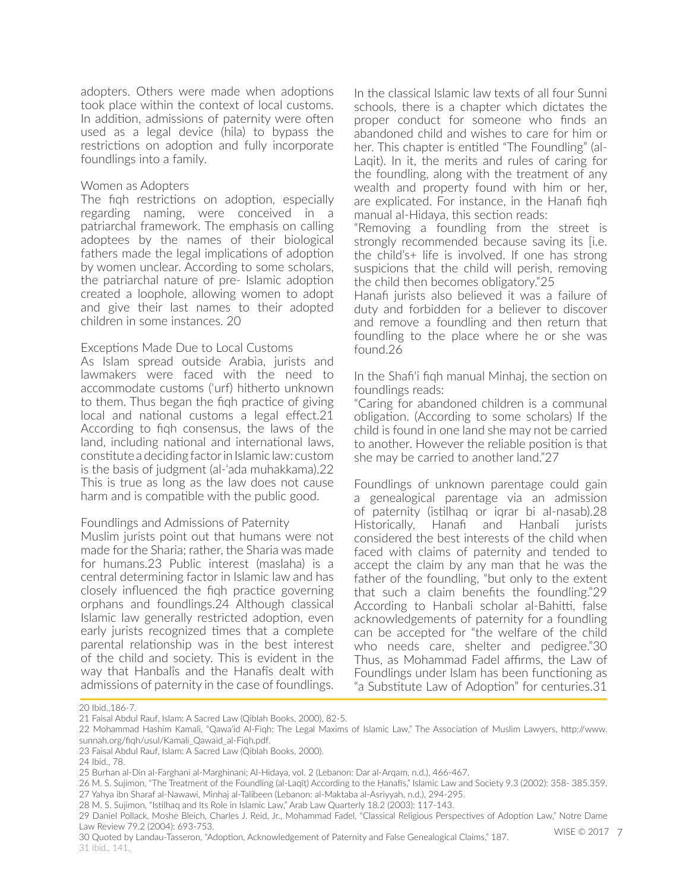adopters. Others were made when adoptions took place within the context of local customs. In addition, admissions of paternity were often used as a legal device (hila) to bypass the restrictions on adoption and fully incorporate foundlings into a family.

### Women as Adopters

The fiqh restrictions on adoption, especially regarding naming, were conceived in a patriarchal framework. The emphasis on calling adoptees by the names of their biological fathers made the legal implications of adoption by women unclear. According to some scholars, the patriarchal nature of pre- Islamic adoption created a loophole, allowing women to adopt and give their last names to their adopted children in some instances. 20

### Exceptions Made Due to Local Customs

As Islam spread outside Arabia, jurists and lawmakers were faced with the need to accommodate customs ('urf) hitherto unknown to them. Thus began the fiqh practice of giving local and national customs a legal effect.21 According to fiqh consensus, the laws of the land, including national and international laws, constitute a deciding factor in Islamic law: custom is the basis of judgment (al-'ada muhakkama).22 This is true as long as the law does not cause harm and is compatible with the public good.

### Foundlings and Admissions of Paternity

Muslim jurists point out that humans were not made for the Sharia; rather, the Sharia was made for humans.23 Public interest (maslaha) is a central determining factor in Islamic law and has closely influenced the fiqh practice governing orphans and foundlings.24 Although classical Islamic law generally restricted adoption, even early jurists recognized times that a complete parental relationship was in the best interest of the child and society. This is evident in the way that Hanbalîs and the Hanafis dealt with admissions of paternity in the case of foundlings.

In the classical Islamic law texts of all four Sunni schools, there is a chapter which dictates the proper conduct for someone who finds an abandoned child and wishes to care for him or her. This chapter is entitled "The Foundling" (al-Laqit). In it, the merits and rules of caring for the foundling, along with the treatment of any wealth and property found with him or her, are explicated. For instance, in the Hanafi fiqh manual al-Hidaya, this section reads:

"Removing a foundling from the street is strongly recommended because saving its [i.e. the child's+ life is involved. If one has strong suspicions that the child will perish, removing the child then becomes obligatory."25

Hanafi jurists also believed it was a failure of duty and forbidden for a believer to discover and remove a foundling and then return that foundling to the place where he or she was found.26

In the Shafi'i fiqh manual Minhaj, the section on foundlings reads:

"Caring for abandoned children is a communal obligation. (According to some scholars) If the child is found in one land she may not be carried to another. However the reliable position is that she may be carried to another land."27

Foundlings of unknown parentage could gain a genealogical parentage via an admission of paternity (istilhaq or iqrar bi al-nasab).28 Historically, Hanafi and Hanbali jurists considered the best interests of the child when faced with claims of paternity and tended to accept the claim by any man that he was the father of the foundling, "but only to the extent that such a claim benefits the foundling."29 According to Hanbali scholar al-Bahitti, false acknowledgements of paternity for a foundling can be accepted for "the welfare of the child who needs care, shelter and pedigree."30 Thus, as Mohammad Fadel affirms, the Law of Foundlings under Islam has been functioning as "a Substitute Law of Adoption" for centuries.31

---

20 Ibid.,186-7.

21 Faisal Abdul Rauf, Islam: A Sacred Law (Qiblah Books, 2000), 82-5.

22 Mohammad Hashim Kamali, "Qawa'id Al-Fiqh: The Legal Maxims of Islamic Law," The Association of Muslim Lawyers, http://www.sunnah.org/fiqh/usul/Kamali_Qawaid_al-Fiqh.pdf.

23 Faisal Abdul Rauf, Islam: A Sacred Law (Qiblah Books, 2000).

24 Ibid., 78.

25 Burhan al-Din al-Farghani al-Marghinani; Al-Hidaya, vol. 2 (Lebanon: Dar al-Arqam, n.d.), 466-467.

26 M. S. Sujimon, "The Treatment of the Foundling (al-Laqīṭ) According to the Ḥanafīs," Islamic Law and Society 9.3 (2002): 358- 385.359.

27 Yahya ibn Sharaf al-Nawawi, Minhaj al-Talibeen (Lebanon: al-Maktaba al-Asriyyah, n.d.), 294-295.

28 M. S. Sujimon, "Istilhaq and Its Role in Islamic Law," Arab Law Quarterly 18.2 (2003): 117-143.

29 Daniel Pollack, Moshe Bleich, Charles J. Reid, Jr., Mohammad Fadel, "Classical Religious Perspectives of Adoption Law," Notre Dame Law Review 79.2 (2004): 693-753.

30 Quoted by Landau-Tasseron, "Adoption, Acknowledgement of Paternity and False Genealogical Claims," 187.

31 Ibid., 141.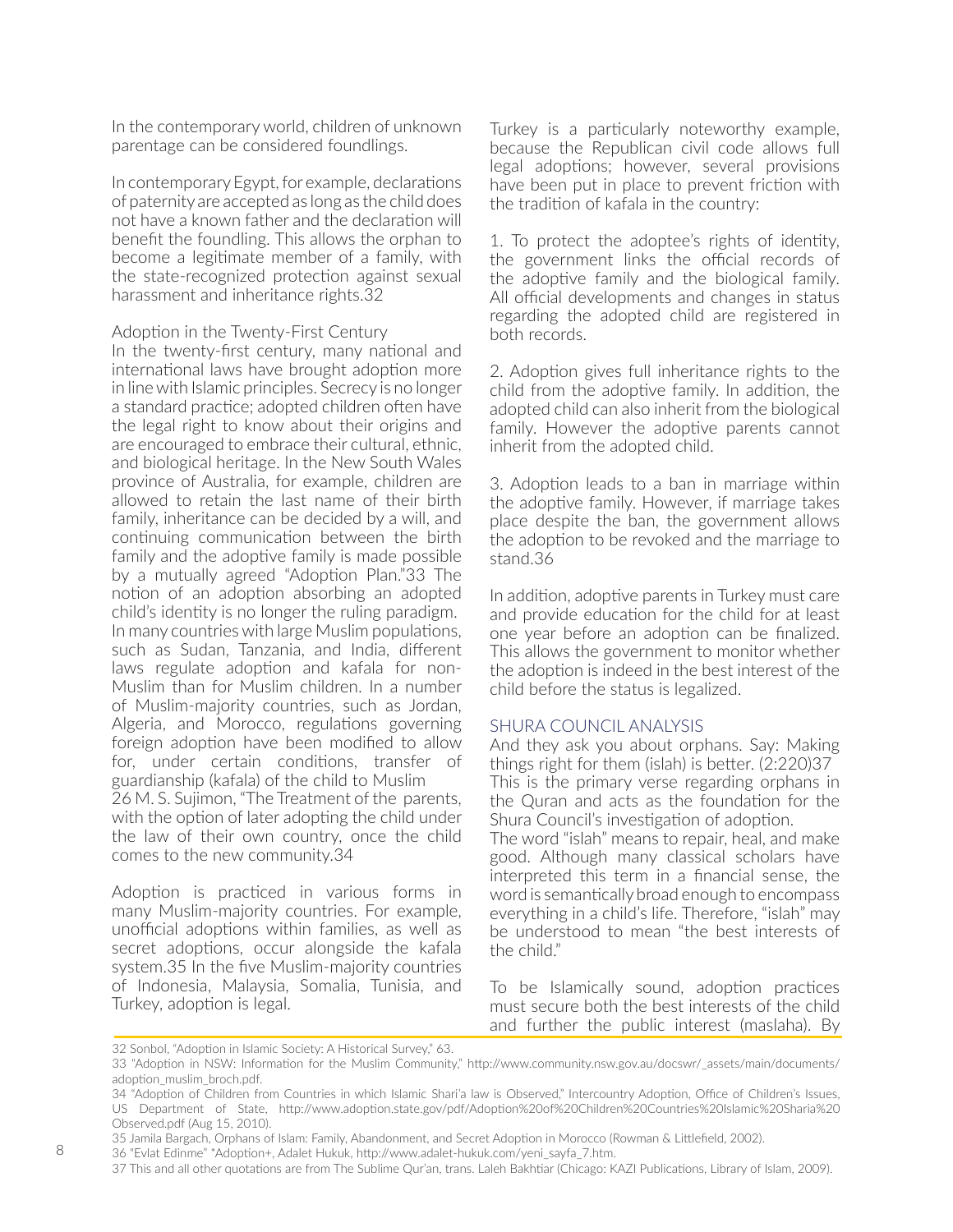In the contemporary world, children of unknown parentage can be considered foundlings.

In contemporary Egypt, for example, declarations of paternity are accepted as long as the child does not have a known father and the declaration will benefit the foundling. This allows the orphan to become a legitimate member of a family, with the state-recognized protection against sexual harassment and inheritance rights.[32]

## Adoption in the Twenty-First Century

In the twenty-first century, many national and international laws have brought adoption more in line with Islamic principles. Secrecy is no longer a standard practice; adopted children often have the legal right to know about their origins and are encouraged to embrace their cultural, ethnic, and biological heritage. In the New South Wales province of Australia, for example, children are allowed to retain the last name of their birth family, inheritance can be decided by a will, and continuing communication between the birth family and the adoptive family is made possible by a mutually agreed "Adoption Plan."[33] The notion of an adoption absorbing an adopted child's identity is no longer the ruling paradigm. In many countries with large Muslim populations, such as Sudan, Tanzania, and India, different laws regulate adoption and kafala for non-Muslim than for Muslim children. In a number of Muslim-majority countries, such as Jordan, Algeria, and Morocco, regulations governing foreign adoption have been modified to allow for, under certain conditions, transfer of guardianship (kafala) of the child to Muslim parents, with the option of later adopting the child under the law of their own country, once the child comes to the new community.[34]

Adoption is practiced in various forms in many Muslim-majority countries. For example, unofficial adoptions within families, as well as secret adoptions, occur alongside the kafala system.[35] In the five Muslim-majority countries of Indonesia, Malaysia, Somalia, Tunisia, and Turkey, adoption is legal.

Turkey is a particularly noteworthy example, because the Republican civil code allows full legal adoptions; however, several provisions have been put in place to prevent friction with the tradition of kafala in the country:

1. To protect the adoptee's rights of identity, the government links the official records of the adoptive family and the biological family. All official developments and changes in status regarding the adopted child are registered in both records.

2. Adoption gives full inheritance rights to the child from the adoptive family. In addition, the adopted child can also inherit from the biological family. However the adoptive parents cannot inherit from the adopted child.

3. Adoption leads to a ban in marriage within the adoptive family. However, if marriage takes place despite the ban, the government allows the adoption to be revoked and the marriage to stand.[36]

In addition, adoptive parents in Turkey must care and provide education for the child for at least one year before an adoption can be finalized. This allows the government to monitor whether the adoption is indeed in the best interest of the child before the status is legalized.

## SHURA COUNCIL ANALYSIS

And they ask you about orphans. Say: Making things right for them (islah) is better. (2:220)[37]

This is the primary verse regarding orphans in the Quran and acts as the foundation for the Shura Council's investigation of adoption.

The word "islah" means to repair, heal, and make good. Although many classical scholars have interpreted this term in a financial sense, the word is semantically broad enough to encompass everything in a child's life. Therefore, "islah" may be understood to mean "the best interests of the child."

To be Islamically sound, adoption practices must secure both the best interests of the child and further the public interest (maslaha). By

---

26 M. S. Sujimon, "The Treatment of the

32 Sonbol, "Adoption in Islamic Society: A Historical Survey," 63.

33 "Adoption in NSW: Information for the Muslim Community," http://www.community.nsw.gov.au/docswr/_assets/main/documents/adoption_muslim_broch.pdf.

34 "Adoption of Children from Countries in which Islamic Shari'a law is Observed," Intercountry Adoption, Office of Children's Issues, US Department of State, http://www.adoption.state.gov/pdf/Adoption%20of%20Children%20Countries%20Islamic%20Sharia%20Observed.pdf (Aug 15, 2010).

35 Jamila Bargach, Orphans of Islam: Family, Abandonment, and Secret Adoption in Morocco (Rowman & Littlefield, 2002).

36 "Evlat Edinme" *Adoption+, Adalet Hukuk, http://www.adalet-hukuk.com/yeni_sayfa_7.htm.

37 This and all other quotations are from The Sublime Qur'an, trans. Laleh Bakhtiar (Chicago: KAZI Publications, Library of Islam, 2009).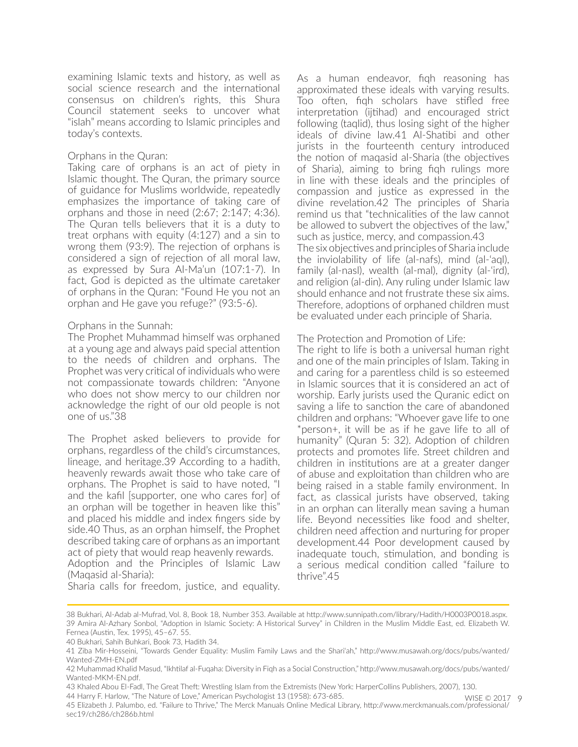examining Islamic texts and history, as well as social science research and the international consensus on children's rights, this Shura Council statement seeks to uncover what "islah" means according to Islamic principles and today's contexts.

### Orphans in the Quran:

Taking care of orphans is an act of piety in Islamic thought. The Quran, the primary source of guidance for Muslims worldwide, repeatedly emphasizes the importance of taking care of orphans and those in need (2:67; 2:147; 4:36). The Quran tells believers that it is a duty to treat orphans with equity (4:127) and a sin to wrong them (93:9). The rejection of orphans is considered a sign of rejection of all moral law, as expressed by Sura Al-Ma'un (107:1-7). In fact, God is depicted as the ultimate caretaker of orphans in the Quran: "Found He you not an orphan and He gave you refuge?" (93:5-6).

### Orphans in the Sunnah:

The Prophet Muhammad himself was orphaned at a young age and always paid special attention to the needs of children and orphans. The Prophet was very critical of individuals who were not compassionate towards children: "Anyone who does not show mercy to our children nor acknowledge the right of our old people is not one of us."[38]

The Prophet asked believers to provide for orphans, regardless of the child's circumstances, lineage, and heritage.[39] According to a hadith, heavenly rewards await those who take care of orphans. The Prophet is said to have noted, "I and the kafil [supporter, one who cares for] of an orphan will be together in heaven like this" and placed his middle and index fingers side by side.[40] Thus, as an orphan himself, the Prophet described taking care of orphans as an important act of piety that would reap heavenly rewards.

### Adoption and the Principles of Islamic Law (Maqasid al-Sharia):

Sharia calls for freedom, justice, and equality. As a human endeavor, fiqh reasoning has approximated these ideals with varying results. Too often, fiqh scholars have stifled free interpretation (ijtihad) and encouraged strict following (taqlid), thus losing sight of the higher ideals of divine law.[41] Al-Shatibi and other jurists in the fourteenth century introduced the notion of maqasid al-Sharia (the objectives of Sharia), aiming to bring fiqh rulings more in line with these ideals and the principles of compassion and justice as expressed in the divine revelation.[42] The principles of Sharia remind us that "technicalities of the law cannot be allowed to subvert the objectives of the law," such as justice, mercy, and compassion.[43]

The six objectives and principles of Sharia include the inviolability of life (al-nafs), mind (al-'aql), family (al-nasl), wealth (al-mal), dignity (al-'ird), and religion (al-din). Any ruling under Islamic law should enhance and not frustrate these six aims. Therefore, adoptions of orphaned children must be evaluated under each principle of Sharia.

### The Protection and Promotion of Life:

The right to life is both a universal human right and one of the main principles of Islam. Taking in and caring for a parentless child is so esteemed in Islamic sources that it is considered an act of worship. Early jurists used the Quranic edict on saving a life to sanction the care of abandoned children and orphans: "Whoever gave life to one *person+, it will be as if he gave life to all of humanity" (Quran 5: 32). Adoption of children protects and promotes life. Street children and children in institutions are at a greater danger of abuse and exploitation than children who are being raised in a stable family environment. In fact, as classical jurists have observed, taking in an orphan can literally mean saving a human life. Beyond necessities like food and shelter, children need affection and nurturing for proper development.[44] Poor development caused by inadequate touch, stimulation, and bonding is a serious medical condition called "failure to thrive".[45]

---

38 Bukhari, Al-Adab al-Mufrad, Vol. 8, Book 18, Number 353. Available at http://www.sunnipath.com/library/Hadith/H0003P0018.aspx.

39 Amira Al-Azhary Sonbol, "Adoption in Islamic Society: A Historical Survey" in Children in the Muslim Middle East, ed. Elizabeth W. Fernea (Austin, Tex. 1995), 45–67. 55.

40 Bukhari, Sahih Buhkari, Book 73, Hadith 34.

41 Ziba Mir-Hosseini, "Towards Gender Equality: Muslim Family Laws and the Shari'ah," http://www.musawah.org/docs/pubs/wanted/Wanted-ZMH-EN.pdf

42 Muhammad Khalid Masud, "Ikhtilaf al-Fuqaha: Diversity in Fiqh as a Social Construction," http://www.musawah.org/docs/pubs/wanted/Wanted-MKM-EN.pdf.

43 Khaled Abou El-Fadl, The Great Theft: Wrestling Islam from the Extremists (New York: HarperCollins Publishers, 2007), 130.

44 Harry F. Harlow, "The Nature of Love," American Psychologist 13 (1958): 673-685.

45 Elizabeth J. Palumbo, ed. "Failure to Thrive," The Merck Manuals Online Medical Library, http://www.merckmanuals.com/professional/sec19/ch286/ch286b.html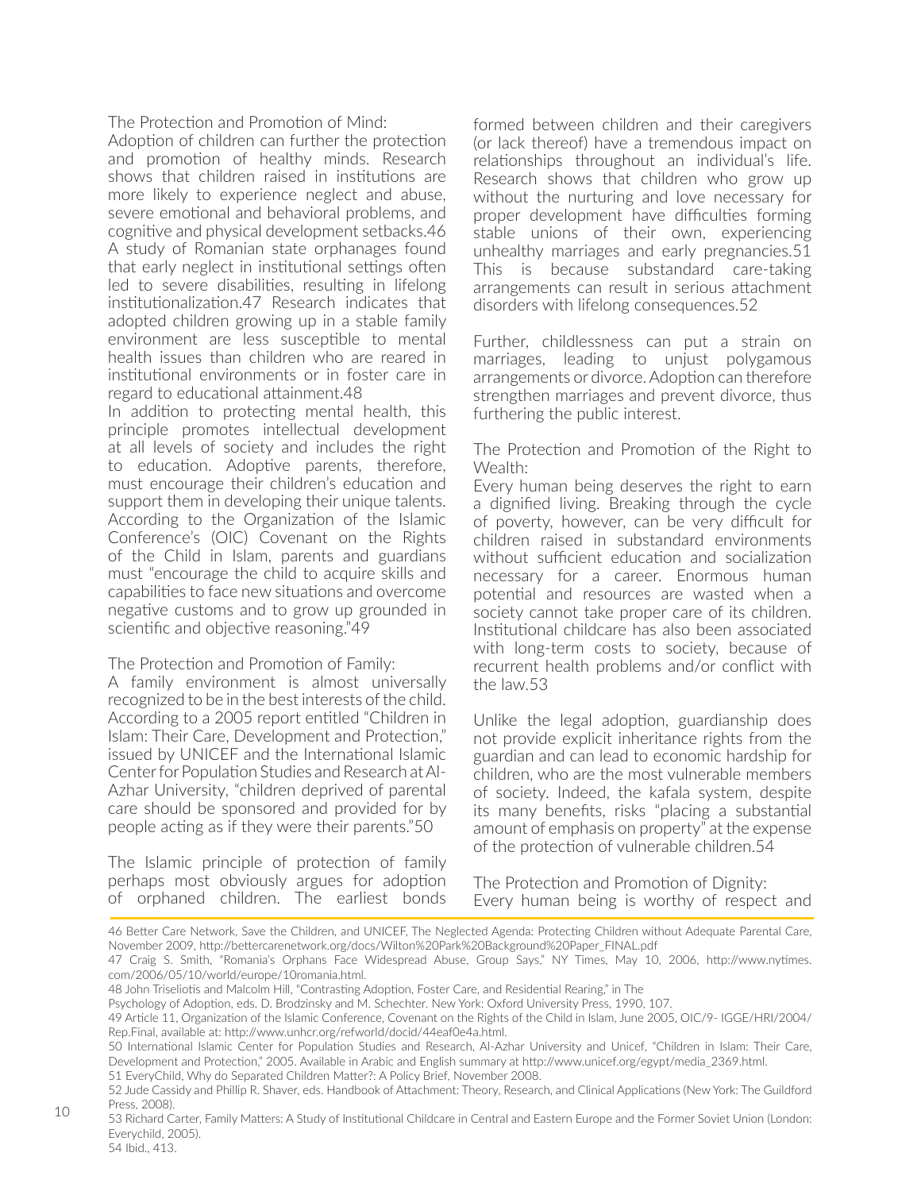### The Protection and Promotion of Mind:

Adoption of children can further the protection and promotion of healthy minds. Research shows that children raised in institutions are more likely to experience neglect and abuse, severe emotional and behavioral problems, and cognitive and physical development setbacks.[46] A study of Romanian state orphanages found that early neglect in institutional settings often led to severe disabilities, resulting in lifelong institutionalization.[47] Research indicates that adopted children growing up in a stable family environment are less susceptible to mental health issues than children who are reared in institutional environments or in foster care in regard to educational attainment.[48]

In addition to protecting mental health, this principle promotes intellectual development at all levels of society and includes the right to education. Adoptive parents, therefore, must encourage their children's education and support them in developing their unique talents. According to the Organization of the Islamic Conference's (OIC) Covenant on the Rights of the Child in Islam, parents and guardians must "encourage the child to acquire skills and capabilities to face new situations and overcome negative customs and to grow up grounded in scientific and objective reasoning."[49]

### The Protection and Promotion of Family:

A family environment is almost universally recognized to be in the best interests of the child. According to a 2005 report entitled "Children in Islam: Their Care, Development and Protection," issued by UNICEF and the International Islamic Center for Population Studies and Research at Al-Azhar University, "children deprived of parental care should be sponsored and provided for by people acting as if they were their parents."[50]

The Islamic principle of protection of family perhaps most obviously argues for adoption of orphaned children. The earliest bonds formed between children and their caregivers (or lack thereof) have a tremendous impact on relationships throughout an individual's life. Research shows that children who grow up without the nurturing and love necessary for proper development have difficulties forming stable unions of their own, experiencing unhealthy marriages and early pregnancies.[51] This is because substandard care-taking arrangements can result in serious attachment disorders with lifelong consequences.[52]

Further, childlessness can put a strain on marriages, leading to unjust polygamous arrangements or divorce. Adoption can therefore strengthen marriages and prevent divorce, thus furthering the public interest.

### The Protection and Promotion of the Right to Wealth:

Every human being deserves the right to earn a dignified living. Breaking through the cycle of poverty, however, can be very difficult for children raised in substandard environments without sufficient education and socialization necessary for a career. Enormous human potential and resources are wasted when a society cannot take proper care of its children. Institutional childcare has also been associated with long-term costs to society, because of recurrent health problems and/or conflict with the law.[53]

Unlike the legal adoption, guardianship does not provide explicit inheritance rights from the guardian and can lead to economic hardship for children, who are the most vulnerable members of society. Indeed, the kafala system, despite its many benefits, risks "placing a substantial amount of emphasis on property" at the expense of the protection of vulnerable children.[54]

### The Protection and Promotion of Dignity:

Every human being is worthy of respect and

---

46 Better Care Network, Save the Children, and UNICEF, The Neglected Agenda: Protecting Children without Adequate Parental Care, November 2009, http://bettercarenetwork.org/docs/Wilton%20Park%20Background%20Paper_FINAL.pdf

47 Craig S. Smith, "Romania's Orphans Face Widespread Abuse, Group Says," NY Times, May 10, 2006, http://www.nytimes.com/2006/05/10/world/europe/10romania.html.

48 John Triseliotis and Malcolm Hill, "Contrasting Adoption, Foster Care, and Residential Rearing," in The Psychology of Adoption, eds. D. Brodzinsky and M. Schechter. New York: Oxford University Press, 1990, 107.

49 Article 11, Organization of the Islamic Conference, Covenant on the Rights of the Child in Islam, June 2005, OIC/9- IGGE/HRI/2004/Rep.Final, available at: http://www.unhcr.org/refworld/docid/44eaf0e4a.html.

50 International Islamic Center for Population Studies and Research, Al-Azhar University and Unicef, "Children in Islam: Their Care, Development and Protection," 2005. Available in Arabic and English summary at http://www.unicef.org/egypt/media_2369.html.

51 EveryChild, Why do Separated Children Matter?: A Policy Brief, November 2008.

52 Jude Cassidy and Phillip R. Shaver, eds. Handbook of Attachment: Theory, Research, and Clinical Applications (New York: The Guildford Press, 2008).

53 Richard Carter, Family Matters: A Study of Institutional Childcare in Central and Eastern Europe and the Former Soviet Union (London: Everychild, 2005).

54 Ibid., 413.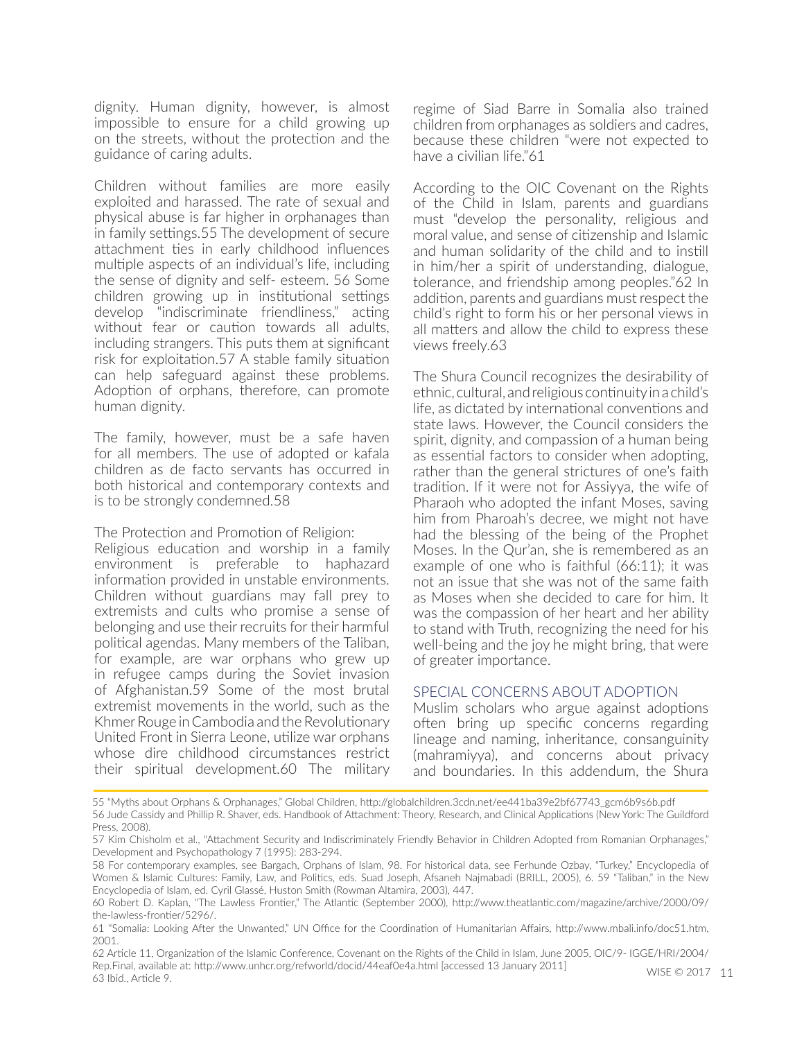dignity. Human dignity, however, is almost impossible to ensure for a child growing up on the streets, without the protection and the guidance of caring adults.

Children without families are more easily exploited and harassed. The rate of sexual and physical abuse is far higher in orphanages than in family settings.[55] The development of secure attachment ties in early childhood influences multiple aspects of an individual's life, including the sense of dignity and self- esteem. [56] Some children growing up in institutional settings develop "indiscriminate friendliness," acting without fear or caution towards all adults, including strangers. This puts them at significant risk for exploitation.[57] A stable family situation can help safeguard against these problems. Adoption of orphans, therefore, can promote human dignity.

The family, however, must be a safe haven for all members. The use of adopted or kafala children as de facto servants has occurred in both historical and contemporary contexts and is to be strongly condemned.[58]

The Protection and Promotion of Religion:
Religious education and worship in a family environment is preferable to haphazard information provided in unstable environments. Children without guardians may fall prey to extremists and cults who promise a sense of belonging and use their recruits for their harmful political agendas. Many members of the Taliban, for example, are war orphans who grew up in refugee camps during the Soviet invasion of Afghanistan.[59] Some of the most brutal extremist movements in the world, such as the Khmer Rouge in Cambodia and the Revolutionary United Front in Sierra Leone, utilize war orphans whose dire childhood circumstances restrict their spiritual development.[60] The military regime of Siad Barre in Somalia also trained children from orphanages as soldiers and cadres, because these children "were not expected to have a civilian life."[61]

According to the OIC Covenant on the Rights of the Child in Islam, parents and guardians must "develop the personality, religious and moral value, and sense of citizenship and Islamic and human solidarity of the child and to instill in him/her a spirit of understanding, dialogue, tolerance, and friendship among peoples."[62] In addition, parents and guardians must respect the child's right to form his or her personal views in all matters and allow the child to express these views freely.[63]

The Shura Council recognizes the desirability of ethnic, cultural, and religious continuity in a child's life, as dictated by international conventions and state laws. However, the Council considers the spirit, dignity, and compassion of a human being as essential factors to consider when adopting, rather than the general strictures of one's faith tradition. If it were not for Assiyya, the wife of Pharaoh who adopted the infant Moses, saving him from Pharoah's decree, we might not have had the blessing of the being of the Prophet Moses. In the Qur'an, she is remembered as an example of one who is faithful (66:11); it was not an issue that she was not of the same faith as Moses when she decided to care for him. It was the compassion of her heart and her ability to stand with Truth, recognizing the need for his well-being and the joy he might bring, that were of greater importance.

## SPECIAL CONCERNS ABOUT ADOPTION

Muslim scholars who argue against adoptions often bring up specific concerns regarding lineage and naming, inheritance, consanguinity (mahramiyya), and concerns about privacy and boundaries. In this addendum, the Shura

---

55 "Myths about Orphans & Orphanages," Global Children, http://globalchildren.3cdn.net/ee441ba39e2bf67743_gcm6b9s6b.pdf

56 Jude Cassidy and Phillip R. Shaver, eds. Handbook of Attachment: Theory, Research, and Clinical Applications (New York: The Guildford Press, 2008).

57 Kim Chisholm et al., "Attachment Security and Indiscriminately Friendly Behavior in Children Adopted from Romanian Orphanages," Development and Psychopathology 7 (1995): 283-294.

58 For contemporary examples, see Bargach, Orphans of Islam, 98. For historical data, see Ferhunde Ozbay, "Turkey," Encyclopedia of Women & Islamic Cultures: Family, Law, and Politics, eds. Suad Joseph, Afsaneh Najmabadi (BRILL, 2005), 6. 59 "Taliban," in the New Encyclopedia of Islam, ed. Cyril Glassé, Huston Smith (Rowman Altamira, 2003), 447.

60 Robert D. Kaplan, "The Lawless Frontier," The Atlantic (September 2000), http://www.theatlantic.com/magazine/archive/2000/09/the-lawless-frontier/5296/.

61 "Somalia: Looking After the Unwanted," UN Office for the Coordination of Humanitarian Affairs, http://www.mbali.info/doc51.htm, 2001.

62 Article 11, Organization of the Islamic Conference, Covenant on the Rights of the Child in Islam, June 2005, OIC/9- IGGE/HRI/2004/Rep.Final, available at: http://www.unhcr.org/refworld/docid/44eaf0e4a.html [accessed 13 January 2011]

63 Ibid., Article 9.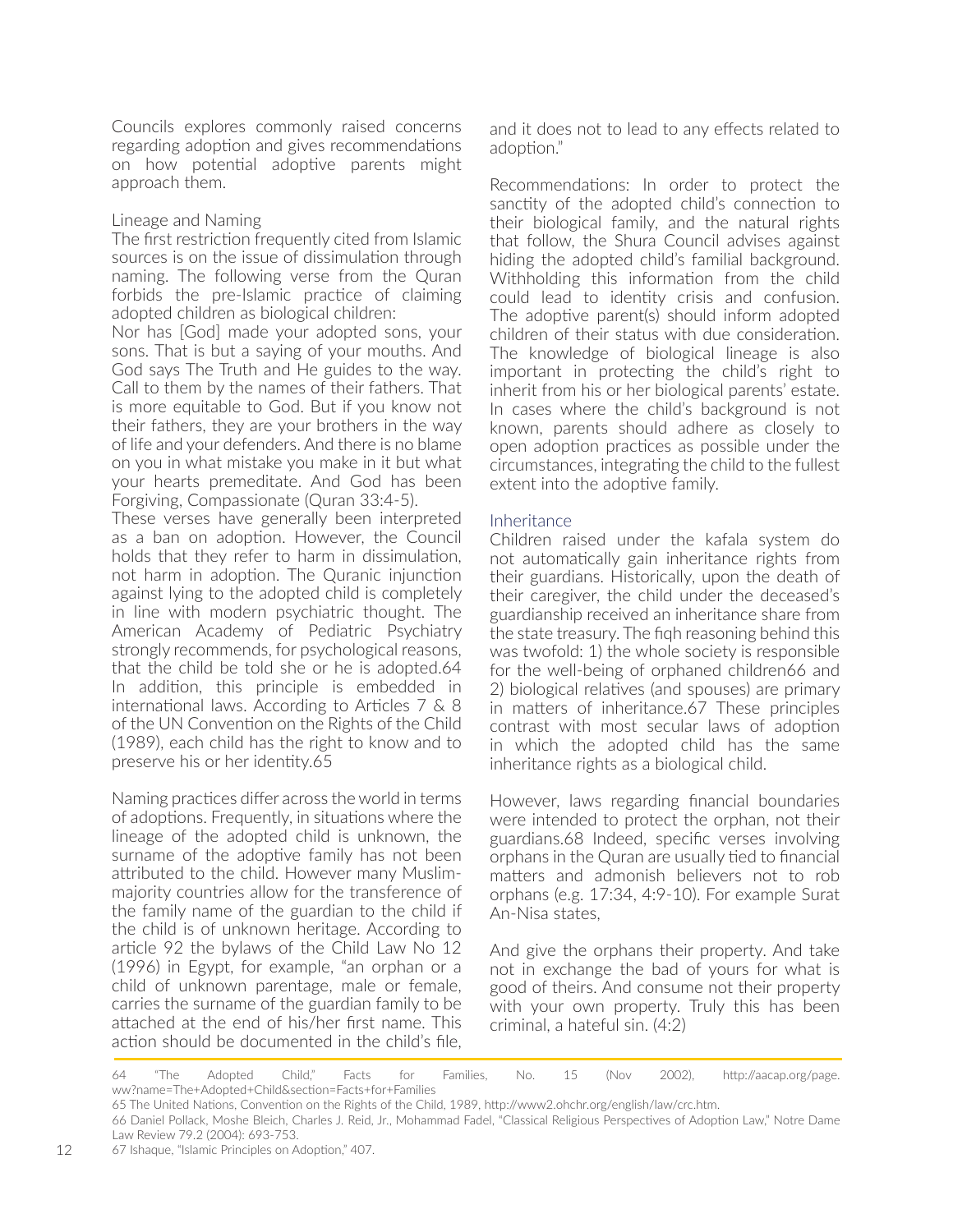Councils explores commonly raised concerns regarding adoption and gives recommendations on how potential adoptive parents might approach them.

### Lineage and Naming

The first restriction frequently cited from Islamic sources is on the issue of dissimulation through naming. The following verse from the Quran forbids the pre-Islamic practice of claiming adopted children as biological children:

Nor has [God] made your adopted sons, your sons. That is but a saying of your mouths. And God says The Truth and He guides to the way. Call to them by the names of their fathers. That is more equitable to God. But if you know not their fathers, they are your brothers in the way of life and your defenders. And there is no blame on you in what mistake you make in it but what your hearts premeditate. And God has been Forgiving, Compassionate (Quran 33:4-5).

These verses have generally been interpreted as a ban on adoption. However, the Council holds that they refer to harm in dissimulation, not harm in adoption. The Quranic injunction against lying to the adopted child is completely in line with modern psychiatric thought. The American Academy of Pediatric Psychiatry strongly recommends, for psychological reasons, that the child be told she or he is adopted.[64] In addition, this principle is embedded in international laws. According to Articles 7 & 8 of the UN Convention on the Rights of the Child (1989), each child has the right to know and to preserve his or her identity.[65]

Naming practices differ across the world in terms of adoptions. Frequently, in situations where the lineage of the adopted child is unknown, the surname of the adoptive family has not been attributed to the child. However many Muslim-majority countries allow for the transference of the family name of the guardian to the child if the child is of unknown heritage. According to article 92 the bylaws of the Child Law No 12 (1996) in Egypt, for example, "an orphan or a child of unknown parentage, male or female, carries the surname of the guardian family to be attached at the end of his/her first name. This action should be documented in the child's file, and it does not to lead to any effects related to adoption."

Recommendations: In order to protect the sanctity of the adopted child's connection to their biological family, and the natural rights that follow, the Shura Council advises against hiding the adopted child's familial background. Withholding this information from the child could lead to identity crisis and confusion. The adoptive parent(s) should inform adopted children of their status with due consideration. The knowledge of biological lineage is also important in protecting the child's right to inherit from his or her biological parents' estate. In cases where the child's background is not known, parents should adhere as closely to open adoption practices as possible under the circumstances, integrating the child to the fullest extent into the adoptive family.

### Inheritance

Children raised under the kafala system do not automatically gain inheritance rights from their guardians. Historically, upon the death of their caregiver, the child under the deceased's guardianship received an inheritance share from the state treasury. The fiqh reasoning behind this was twofold: 1) the whole society is responsible for the well-being of orphaned children[66] and 2) biological relatives (and spouses) are primary in matters of inheritance.[67] These principles contrast with most secular laws of adoption in which the adopted child has the same inheritance rights as a biological child.

However, laws regarding financial boundaries were intended to protect the orphan, not their guardians.[68] Indeed, specific verses involving orphans in the Quran are usually tied to financial matters and admonish believers not to rob orphans (e.g. 17:34, 4:9-10). For example Surat An-Nisa states,

And give the orphans their property. And take not in exchange the bad of yours for what is good of theirs. And consume not their property with your own property. Truly this has been criminal, a hateful sin. (4:2)

---

64 "The Adopted Child," Facts for Families, No. 15 (Nov 2002), http://aacap.org/page.ww?name=The+Adopted+Child&section=Facts+for+Families

65 The United Nations, Convention on the Rights of the Child, 1989, http://www2.ohchr.org/english/law/crc.htm.

66 Daniel Pollack, Moshe Bleich, Charles J. Reid, Jr., Mohammad Fadel, "Classical Religious Perspectives of Adoption Law," Notre Dame Law Review 79.2 (2004): 693-753.

67 Ishaque, "Islamic Principles on Adoption," 407.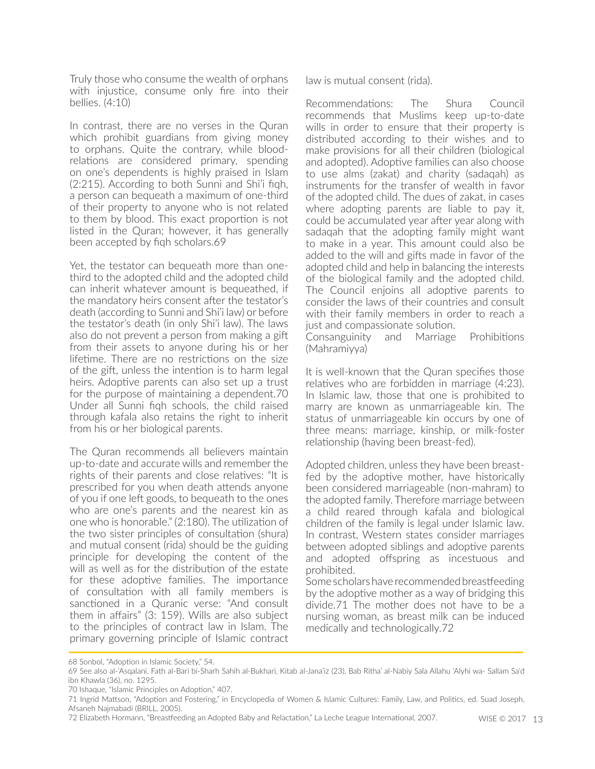Truly those who consume the wealth of orphans with injustice, consume only fire into their bellies. (4:10)

In contrast, there are no verses in the Quran which prohibit guardians from giving money to orphans. Quite the contrary, while blood-relations are considered primary, spending on one's dependents is highly praised in Islam (2:215). According to both Sunni and Shi'i fiqh, a person can bequeath a maximum of one-third of their property to anyone who is not related to them by blood. This exact proportion is not listed in the Quran; however, it has generally been accepted by fiqh scholars.[69]

Yet, the testator can bequeath more than one-third to the adopted child and the adopted child can inherit whatever amount is bequeathed, if the mandatory heirs consent after the testator's death (according to Sunni and Shi'i law) or before the testator's death (in only Shi'i law). The laws also do not prevent a person from making a gift from their assets to anyone during his or her lifetime. There are no restrictions on the size of the gift, unless the intention is to harm legal heirs. Adoptive parents can also set up a trust for the purpose of maintaining a dependent.[70] Under all Sunni fiqh schools, the child raised through kafala also retains the right to inherit from his or her biological parents.

The Quran recommends all believers maintain up-to-date and accurate wills and remember the rights of their parents and close relatives: "It is prescribed for you when death attends anyone of you if one left goods, to bequeath to the ones who are one's parents and the nearest kin as one who is honorable." (2:180). The utilization of the two sister principles of consultation (shura) and mutual consent (rida) should be the guiding principle for developing the content of the will as well as for the distribution of the estate for these adoptive families. The importance of consultation with all family members is sanctioned in a Quranic verse: "And consult them in affairs" (3: 159). Wills are also subject to the principles of contract law in Islam. The primary governing principle of Islamic contract law is mutual consent (rida).

Recommendations: The Shura Council recommends that Muslims keep up-to-date wills in order to ensure that their property is distributed according to their wishes and to make provisions for all their children (biological and adopted). Adoptive families can also choose to use alms (zakat) and charity (sadaqah) as instruments for the transfer of wealth in favor of the adopted child. The dues of zakat, in cases where adopting parents are liable to pay it, could be accumulated year after year along with sadaqah that the adopting family might want to make in a year. This amount could also be added to the will and gifts made in favor of the adopted child and help in balancing the interests of the biological family and the adopted child. The Council enjoins all adoptive parents to consider the laws of their countries and consult with their family members in order to reach a just and compassionate solution.

## Consanguinity and Marriage Prohibitions (Mahramiyya)

It is well-known that the Quran specifies those relatives who are forbidden in marriage (4:23). In Islamic law, those that one is prohibited to marry are known as unmarriageable kin. The status of unmarriageable kin occurs by one of three means: marriage, kinship, or milk-foster relationship (having been breast-fed).

Adopted children, unless they have been breast-fed by the adoptive mother, have historically been considered marriageable (non-mahram) to the adopted family. Therefore marriage between a child reared through kafala and biological children of the family is legal under Islamic law. In contrast, Western states consider marriages between adopted siblings and adoptive parents and adopted offspring as incestuous and prohibited.

Some scholars have recommended breastfeeding by the adoptive mother as a way of bridging this divide.[71] The mother does not have to be a nursing woman, as breast milk can be induced medically and technologically.[72]

---

68 Sonbol, "Adoption in Islamic Society," 54.

69 See also al-'Asqalani, Fath al-Bari bi-Sharh Sahih al-Bukhari, Kitab al-Jana'iz (23), Bab Ritha' al-Nabiy Sala Allahu 'Alyhi wa- Sallam Sa'd ibn Khawla (36), no. 1295.

70 Ishaque, "Islamic Principles on Adoption," 407.

71 Ingrid Mattson, "Adoption and Fostering," in Encyclopedia of Women & Islamic Cultures: Family, Law, and Politics, ed. Suad Joseph, Afsaneh Najmabadi (BRILL, 2005).

72 Elizabeth Hormann, "Breastfeeding an Adopted Baby and Relactation," La Leche League International, 2007.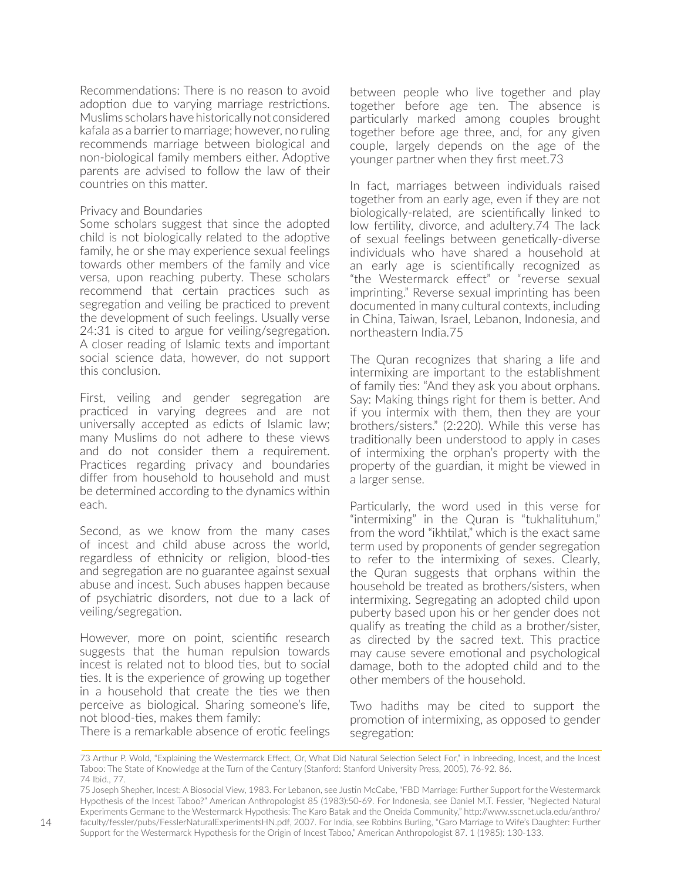Recommendations: There is no reason to avoid adoption due to varying marriage restrictions. Muslims scholars have historically not considered kafala as a barrier to marriage; however, no ruling recommends marriage between biological and non-biological family members either. Adoptive parents are advised to follow the law of their countries on this matter.

### Privacy and Boundaries

Some scholars suggest that since the adopted child is not biologically related to the adoptive family, he or she may experience sexual feelings towards other members of the family and vice versa, upon reaching puberty. These scholars recommend that certain practices such as segregation and veiling be practiced to prevent the development of such feelings. Usually verse 24:31 is cited to argue for veiling/segregation. A closer reading of Islamic texts and important social science data, however, do not support this conclusion.

First, veiling and gender segregation are practiced in varying degrees and are not universally accepted as edicts of Islamic law; many Muslims do not adhere to these views and do not consider them a requirement. Practices regarding privacy and boundaries differ from household to household and must be determined according to the dynamics within each.

Second, as we know from the many cases of incest and child abuse across the world, regardless of ethnicity or religion, blood-ties and segregation are no guarantee against sexual abuse and incest. Such abuses happen because of psychiatric disorders, not due to a lack of veiling/segregation.

However, more on point, scientific research suggests that the human repulsion towards incest is related not to blood ties, but to social ties. It is the experience of growing up together in a household that create the ties we then perceive as biological. Sharing someone's life, not blood-ties, makes them family:

There is a remarkable absence of erotic feelings between people who live together and play together before age ten. The absence is particularly marked among couples brought together before age three, and, for any given couple, largely depends on the age of the younger partner when they first meet.[73]

In fact, marriages between individuals raised together from an early age, even if they are not biologically-related, are scientifically linked to low fertility, divorce, and adultery.[74] The lack of sexual feelings between genetically-diverse individuals who have shared a household at an early age is scientifically recognized as "the Westermarck effect" or "reverse sexual imprinting." Reverse sexual imprinting has been documented in many cultural contexts, including in China, Taiwan, Israel, Lebanon, Indonesia, and northeastern India.[75]

The Quran recognizes that sharing a life and intermixing are important to the establishment of family ties: "And they ask you about orphans. Say: Making things right for them is better. And if you intermix with them, then they are your brothers/sisters." (2:220). While this verse has traditionally been understood to apply in cases of intermixing the orphan's property with the property of the guardian, it might be viewed in a larger sense.

Particularly, the word used in this verse for "intermixing" in the Quran is "tukhalituhum," from the word "ikhtilat," which is the exact same term used by proponents of gender segregation to refer to the intermixing of sexes. Clearly, the Quran suggests that orphans within the household be treated as brothers/sisters, when intermixing. Segregating an adopted child upon puberty based upon his or her gender does not qualify as treating the child as a brother/sister, as directed by the sacred text. This practice may cause severe emotional and psychological damage, both to the adopted child and to the other members of the household.

Two hadiths may be cited to support the promotion of intermixing, as opposed to gender segregation:

---

73 Arthur P. Wold, "Explaining the Westermarck Effect, Or, What Did Natural Selection Select For," in Inbreeding, Incest, and the Incest Taboo: The State of Knowledge at the Turn of the Century (Stanford: Stanford University Press, 2005), 76-92. 86.

74 Ibid., 77.

75 Joseph Shepher, Incest: A Biosocial View, 1983. For Lebanon, see Justin McCabe, "FBD Marriage: Further Support for the Westermarck Hypothesis of the Incest Taboo?" American Anthropologist 85 (1983):50-69. For Indonesia, see Daniel M.T. Fessler, "Neglected Natural Experiments Germane to the Westermarck Hypothesis: The Karo Batak and the Oneida Community," http://www.sscnet.ucla.edu/anthro/faculty/fessler/pubs/FesslerNaturalExperimentsHN.pdf, 2007. For India, see Robbins Burling, "Garo Marriage to Wife's Daughter: Further Support for the Westermarck Hypothesis for the Origin of Incest Taboo," American Anthropologist 87. 1 (1985): 130-133.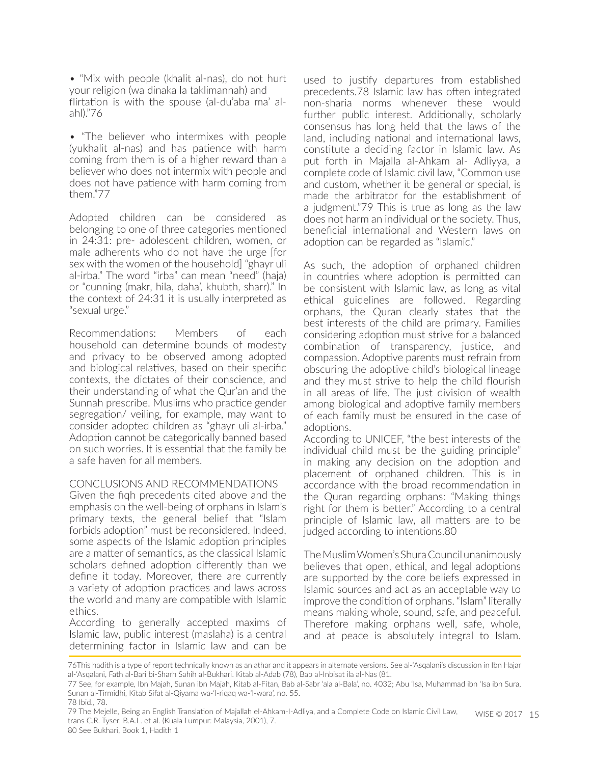• "Mix with people (khalit al-nas), do not hurt your religion (wa dinaka la taklimannah) and flirtation is with the spouse (al-du'aba ma' al-ahl)."76

• "The believer who intermixes with people (yukhalit al-nas) and has patience with harm coming from them is of a higher reward than a believer who does not intermix with people and does not have patience with harm coming from them."77

Adopted children can be considered as belonging to one of three categories mentioned in 24:31: pre- adolescent children, women, or male adherents who do not have the urge [for sex with the women of the household] "ghayr uli al-irba." The word "irba" can mean "need" (haja) or "cunning (makr, hila, daha', khubth, sharr)." In the context of 24:31 it is usually interpreted as "sexual urge."

Recommendations: Members of each household can determine bounds of modesty and privacy to be observed among adopted and biological relatives, based on their specific contexts, the dictates of their conscience, and their understanding of what the Qur'an and the Sunnah prescribe. Muslims who practice gender segregation/ veiling, for example, may want to consider adopted children as "ghayr uli al-irba." Adoption cannot be categorically banned based on such worries. It is essential that the family be a safe haven for all members.

## CONCLUSIONS AND RECOMMENDATIONS

Given the fiqh precedents cited above and the emphasis on the well-being of orphans in Islam's primary texts, the general belief that "Islam forbids adoption" must be reconsidered. Indeed, some aspects of the Islamic adoption principles are a matter of semantics, as the classical Islamic scholars defined adoption differently than we define it today. Moreover, there are currently a variety of adoption practices and laws across the world and many are compatible with Islamic ethics.

According to generally accepted maxims of Islamic law, public interest (maslaha) is a central determining factor in Islamic law and can be used to justify departures from established precedents.78 Islamic law has often integrated non-sharia norms whenever these would further public interest. Additionally, scholarly consensus has long held that the laws of the land, including national and international laws, constitute a deciding factor in Islamic law. As put forth in Majalla al-Ahkam al- Adliyya, a complete code of Islamic civil law, "Common use and custom, whether it be general or special, is made the arbitrator for the establishment of a judgment."79 This is true as long as the law does not harm an individual or the society. Thus, beneficial international and Western laws on adoption can be regarded as "Islamic."

As such, the adoption of orphaned children in countries where adoption is permitted can be consistent with Islamic law, as long as vital ethical guidelines are followed. Regarding orphans, the Quran clearly states that the best interests of the child are primary. Families considering adoption must strive for a balanced combination of transparency, justice, and compassion. Adoptive parents must refrain from obscuring the adoptive child's biological lineage and they must strive to help the child flourish in all areas of life. The just division of wealth among biological and adoptive family members of each family must be ensured in the case of adoptions.

According to UNICEF, "the best interests of the individual child must be the guiding principle" in making any decision on the adoption and placement of orphaned children. This is in accordance with the broad recommendation in the Quran regarding orphans: "Making things right for them is better." According to a central principle of Islamic law, all matters are to be judged according to intentions.80

The Muslim Women's Shura Council unanimously believes that open, ethical, and legal adoptions are supported by the core beliefs expressed in Islamic sources and act as an acceptable way to improve the condition of orphans. "Islam" literally means making whole, sound, safe, and peaceful. Therefore making orphans well, safe, whole, and at peace is absolutely integral to Islam.

---

76This hadith is a type of report technically known as an athar and it appears in alternate versions. See al-'Asqalani's discussion in Ibn Hajar al-'Asqalani, Fath al-Bari bi-Sharh Sahih al-Bukhari. Kitab al-Adab (78), Bab al-Inbisat ila al-Nas (81.

77 See, for example, Ibn Majah, Sunan ibn Majah, Kitab al-Fitan, Bab al-Sabr 'ala al-Bala', no. 4032; Abu 'Isa, Muhammad ibn 'Isa ibn Sura, Sunan al-Tirmidhi, Kitab Sifat al-Qiyama wa-'l-riqaq wa-'l-wara', no. 55.

78 Ibid., 78.

79 The Mejelle, Being an English Translation of Majallah el-Ahkam-I-Adliya, and a Complete Code on Islamic Civil Law, trans C.R. Tyser, B.A.L. et al. (Kuala Lumpur: Malaysia, 2001), 7.

80 See Bukhari, Book 1, Hadith 1